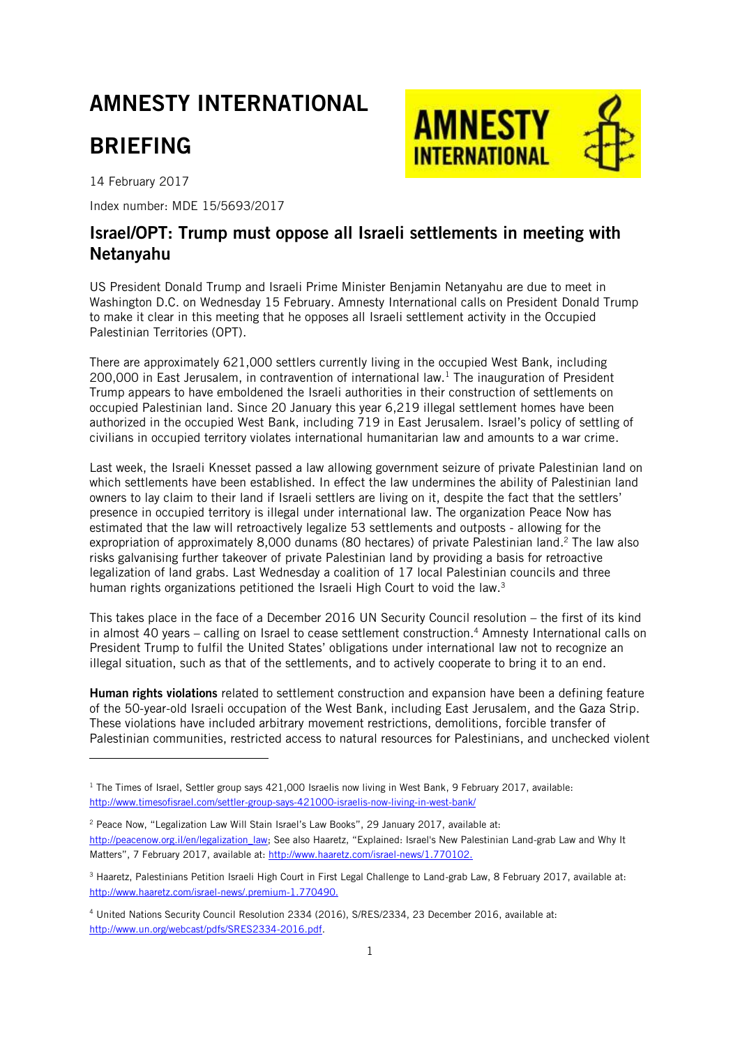# AMNESTY INTERNATIONAL

# BRIEFING

14 February 2017

Index number: MDE 15/5693/2017

## Israel/OPT: Trump must oppose all Israeli settlements in meeting with Netanyahu

US President Donald Trump and Israeli Prime Minister Benjamin Netanyahu are due to meet in Washington D.C. on Wednesday 15 February. Amnesty International calls on President Donald Trump to make it clear in this meeting that he opposes all Israeli settlement activity in the Occupied Palestinian Territories (OPT).

There are approximately 621,000 settlers currently living in the occupied West Bank, including 200,000 in East Jerusalem, in contravention of international law.[1] The inauguration of President Trump appears to have emboldened the Israeli authorities in their construction of settlements on occupied Palestinian land. Since 20 January this year 6,219 illegal settlement homes have been authorized in the occupied West Bank, including 719 in East Jerusalem. Israel's policy of settling of civilians in occupied territory violates international humanitarian law and amounts to a war crime.

Last week, the Israeli Knesset passed a law allowing government seizure of private Palestinian land on which settlements have been established. In effect the law undermines the ability of Palestinian land owners to lay claim to their land if Israeli settlers are living on it, despite the fact that the settlers' presence in occupied territory is illegal under international law. The organization Peace Now has estimated that the law will retroactively legalize 53 settlements and outposts - allowing for the expropriation of approximately 8,000 dunams (80 hectares) of private Palestinian land.[2] The law also risks galvanising further takeover of private Palestinian land by providing a basis for retroactive legalization of land grabs. Last Wednesday a coalition of 17 local Palestinian councils and three human rights organizations petitioned the Israeli High Court to void the law.[3]

This takes place in the face of a December 2016 UN Security Council resolution – the first of its kind in almost 40 years – calling on Israel to cease settlement construction.[4] Amnesty International calls on President Trump to fulfil the United States' obligations under international law not to recognize an illegal situation, such as that of the settlements, and to actively cooperate to bring it to an end.

**Human rights violations** related to settlement construction and expansion have been a defining feature of the 50-year-old Israeli occupation of the West Bank, including East Jerusalem, and the Gaza Strip. These violations have included arbitrary movement restrictions, demolitions, forcible transfer of Palestinian communities, restricted access to natural resources for Palestinians, and unchecked violent

---

[1] The Times of Israel, Settler group says 421,000 Israelis now living in West Bank, 9 February 2017, available: http://www.timesofisrael.com/settler-group-says-421000-israelis-now-living-in-west-bank/

[2] Peace Now, "Legalization Law Will Stain Israel's Law Books", 29 January 2017, available at: http://peacenow.org.il/en/legalization_law; See also Haaretz, "Explained: Israel's New Palestinian Land-grab Law and Why It Matters", 7 February 2017, available at: http://www.haaretz.com/israel-news/1.770102.

[3] Haaretz, Palestinians Petition Israeli High Court in First Legal Challenge to Land-grab Law, 8 February 2017, available at: http://www.haaretz.com/israel-news/.premium-1.770490.

[4] United Nations Security Council Resolution 2334 (2016), S/RES/2334, 23 December 2016, available at: http://www.un.org/webcast/pdfs/SRES2334-2016.pdf.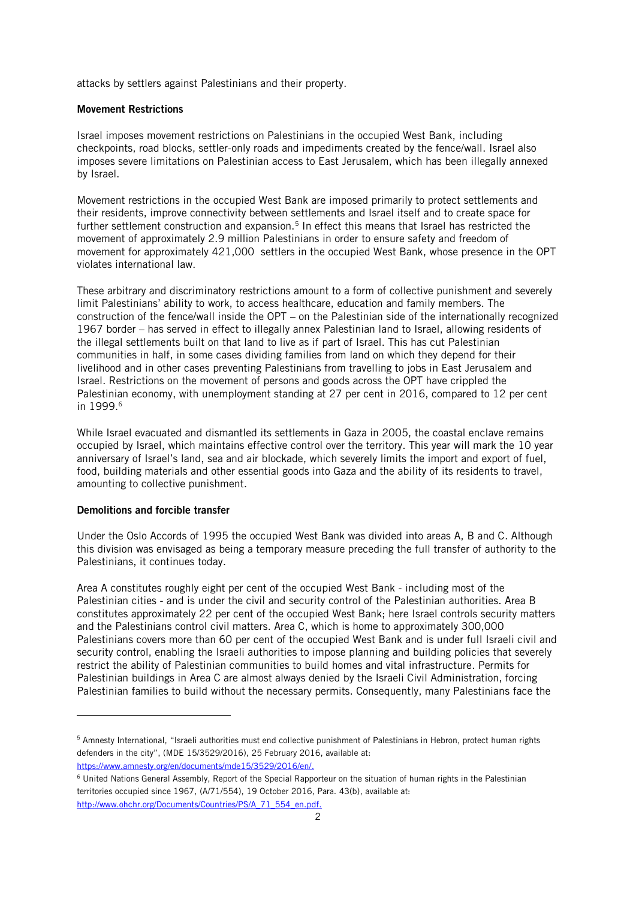attacks by settlers against Palestinians and their property.

**Movement Restrictions**

Israel imposes movement restrictions on Palestinians in the occupied West Bank, including checkpoints, road blocks, settler-only roads and impediments created by the fence/wall. Israel also imposes severe limitations on Palestinian access to East Jerusalem, which has been illegally annexed by Israel.

Movement restrictions in the occupied West Bank are imposed primarily to protect settlements and their residents, improve connectivity between settlements and Israel itself and to create space for further settlement construction and expansion.[5] In effect this means that Israel has restricted the movement of approximately 2.9 million Palestinians in order to ensure safety and freedom of movement for approximately 421,000 settlers in the occupied West Bank, whose presence in the OPT violates international law.

These arbitrary and discriminatory restrictions amount to a form of collective punishment and severely limit Palestinians' ability to work, to access healthcare, education and family members. The construction of the fence/wall inside the OPT – on the Palestinian side of the internationally recognized 1967 border – has served in effect to illegally annex Palestinian land to Israel, allowing residents of the illegal settlements built on that land to live as if part of Israel. This has cut Palestinian communities in half, in some cases dividing families from land on which they depend for their livelihood and in other cases preventing Palestinians from travelling to jobs in East Jerusalem and Israel. Restrictions on the movement of persons and goods across the OPT have crippled the Palestinian economy, with unemployment standing at 27 per cent in 2016, compared to 12 per cent in 1999.[6]

While Israel evacuated and dismantled its settlements in Gaza in 2005, the coastal enclave remains occupied by Israel, which maintains effective control over the territory. This year will mark the 10 year anniversary of Israel's land, sea and air blockade, which severely limits the import and export of fuel, food, building materials and other essential goods into Gaza and the ability of its residents to travel, amounting to collective punishment.

**Demolitions and forcible transfer**

Under the Oslo Accords of 1995 the occupied West Bank was divided into areas A, B and C. Although this division was envisaged as being a temporary measure preceding the full transfer of authority to the Palestinians, it continues today.

Area A constitutes roughly eight per cent of the occupied West Bank - including most of the Palestinian cities - and is under the civil and security control of the Palestinian authorities. Area B constitutes approximately 22 per cent of the occupied West Bank; here Israel controls security matters and the Palestinians control civil matters. Area C, which is home to approximately 300,000 Palestinians covers more than 60 per cent of the occupied West Bank and is under full Israeli civil and security control, enabling the Israeli authorities to impose planning and building policies that severely restrict the ability of Palestinian communities to build homes and vital infrastructure. Permits for Palestinian buildings in Area C are almost always denied by the Israeli Civil Administration, forcing Palestinian families to build without the necessary permits. Consequently, many Palestinians face the

---

[5] Amnesty International, "Israeli authorities must end collective punishment of Palestinians in Hebron, protect human rights defenders in the city", (MDE 15/3529/2016), 25 February 2016, available at: https://www.amnesty.org/en/documents/mde15/3529/2016/en/.

[6] United Nations General Assembly, Report of the Special Rapporteur on the situation of human rights in the Palestinian territories occupied since 1967, (A/71/554), 19 October 2016, Para. 43(b), available at: http://www.ohchr.org/Documents/Countries/PS/A_71_554_en.pdf.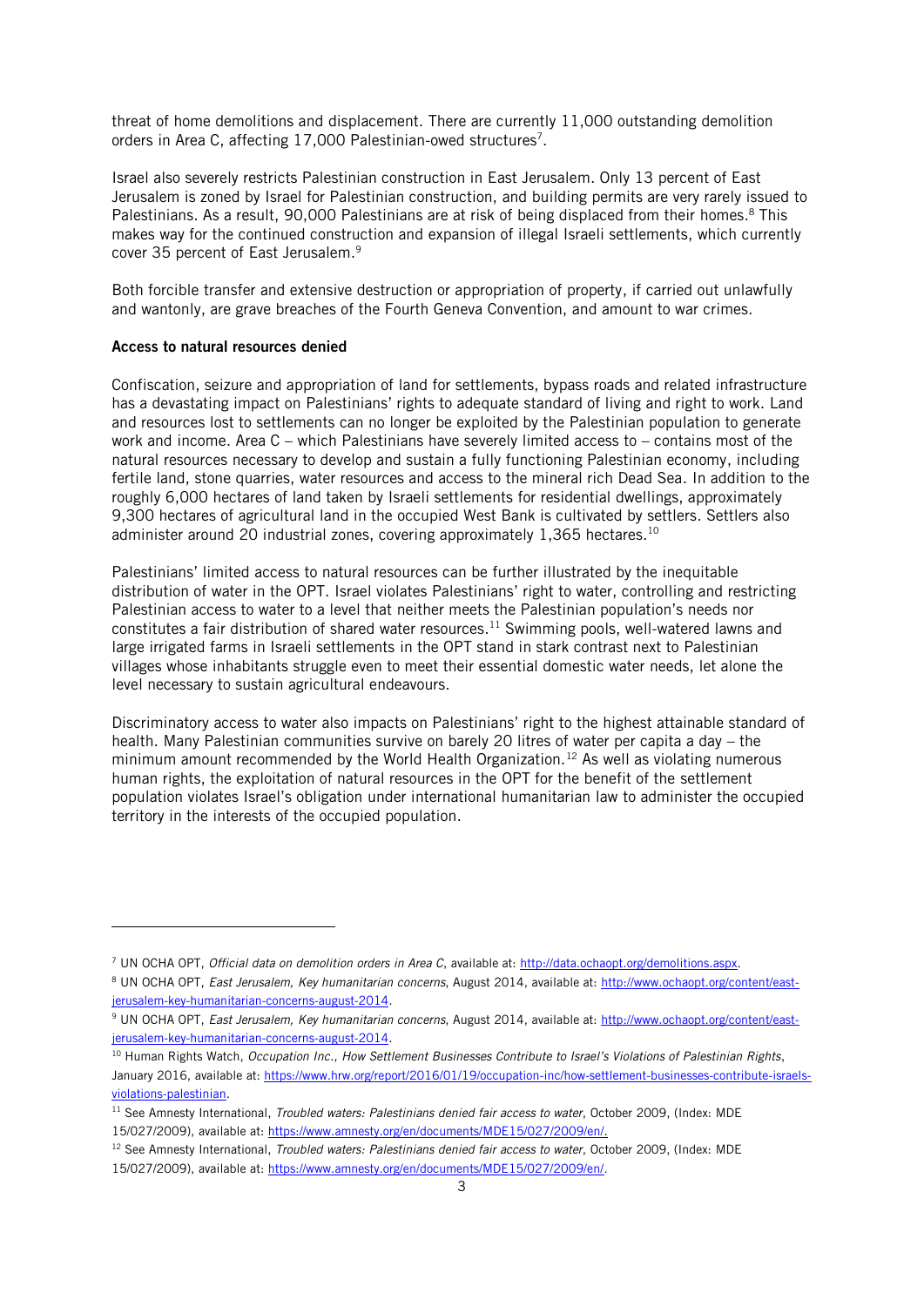threat of home demolitions and displacement. There are currently 11,000 outstanding demolition orders in Area C, affecting 17,000 Palestinian-owed structures[7].

Israel also severely restricts Palestinian construction in East Jerusalem. Only 13 percent of East Jerusalem is zoned by Israel for Palestinian construction, and building permits are very rarely issued to Palestinians. As a result, 90,000 Palestinians are at risk of being displaced from their homes.[8] This makes way for the continued construction and expansion of illegal Israeli settlements, which currently cover 35 percent of East Jerusalem.[9]

Both forcible transfer and extensive destruction or appropriation of property, if carried out unlawfully and wantonly, are grave breaches of the Fourth Geneva Convention, and amount to war crimes.

**Access to natural resources denied**

Confiscation, seizure and appropriation of land for settlements, bypass roads and related infrastructure has a devastating impact on Palestinians' rights to adequate standard of living and right to work. Land and resources lost to settlements can no longer be exploited by the Palestinian population to generate work and income. Area C – which Palestinians have severely limited access to – contains most of the natural resources necessary to develop and sustain a fully functioning Palestinian economy, including fertile land, stone quarries, water resources and access to the mineral rich Dead Sea. In addition to the roughly 6,000 hectares of land taken by Israeli settlements for residential dwellings, approximately 9,300 hectares of agricultural land in the occupied West Bank is cultivated by settlers. Settlers also administer around 20 industrial zones, covering approximately 1,365 hectares.[10]

Palestinians' limited access to natural resources can be further illustrated by the inequitable distribution of water in the OPT. Israel violates Palestinians' right to water, controlling and restricting Palestinian access to water to a level that neither meets the Palestinian population's needs nor constitutes a fair distribution of shared water resources.[11] Swimming pools, well-watered lawns and large irrigated farms in Israeli settlements in the OPT stand in stark contrast next to Palestinian villages whose inhabitants struggle even to meet their essential domestic water needs, let alone the level necessary to sustain agricultural endeavours.

Discriminatory access to water also impacts on Palestinians' right to the highest attainable standard of health. Many Palestinian communities survive on barely 20 litres of water per capita a day – the minimum amount recommended by the World Health Organization.[12] As well as violating numerous human rights, the exploitation of natural resources in the OPT for the benefit of the settlement population violates Israel's obligation under international humanitarian law to administer the occupied territory in the interests of the occupied population.

---

[7] UN OCHA OPT, *Official data on demolition orders in Area C*, available at: http://data.ochaopt.org/demolitions.aspx.

[8] UN OCHA OPT, *East Jerusalem, Key humanitarian concerns*, August 2014, available at: http://www.ochaopt.org/content/east-jerusalem-key-humanitarian-concerns-august-2014.

[9] UN OCHA OPT, *East Jerusalem, Key humanitarian concerns*, August 2014, available at: http://www.ochaopt.org/content/east-jerusalem-key-humanitarian-concerns-august-2014.

[10] Human Rights Watch, *Occupation Inc., How Settlement Businesses Contribute to Israel's Violations of Palestinian Rights*, January 2016, available at: https://www.hrw.org/report/2016/01/19/occupation-inc/how-settlement-businesses-contribute-israels-violations-palestinian.

[11] See Amnesty International, *Troubled waters: Palestinians denied fair access to water*, October 2009, (Index: MDE 15/027/2009), available at: https://www.amnesty.org/en/documents/MDE15/027/2009/en/.

[12] See Amnesty International, *Troubled waters: Palestinians denied fair access to water*, October 2009, (Index: MDE 15/027/2009), available at: https://www.amnesty.org/en/documents/MDE15/027/2009/en/.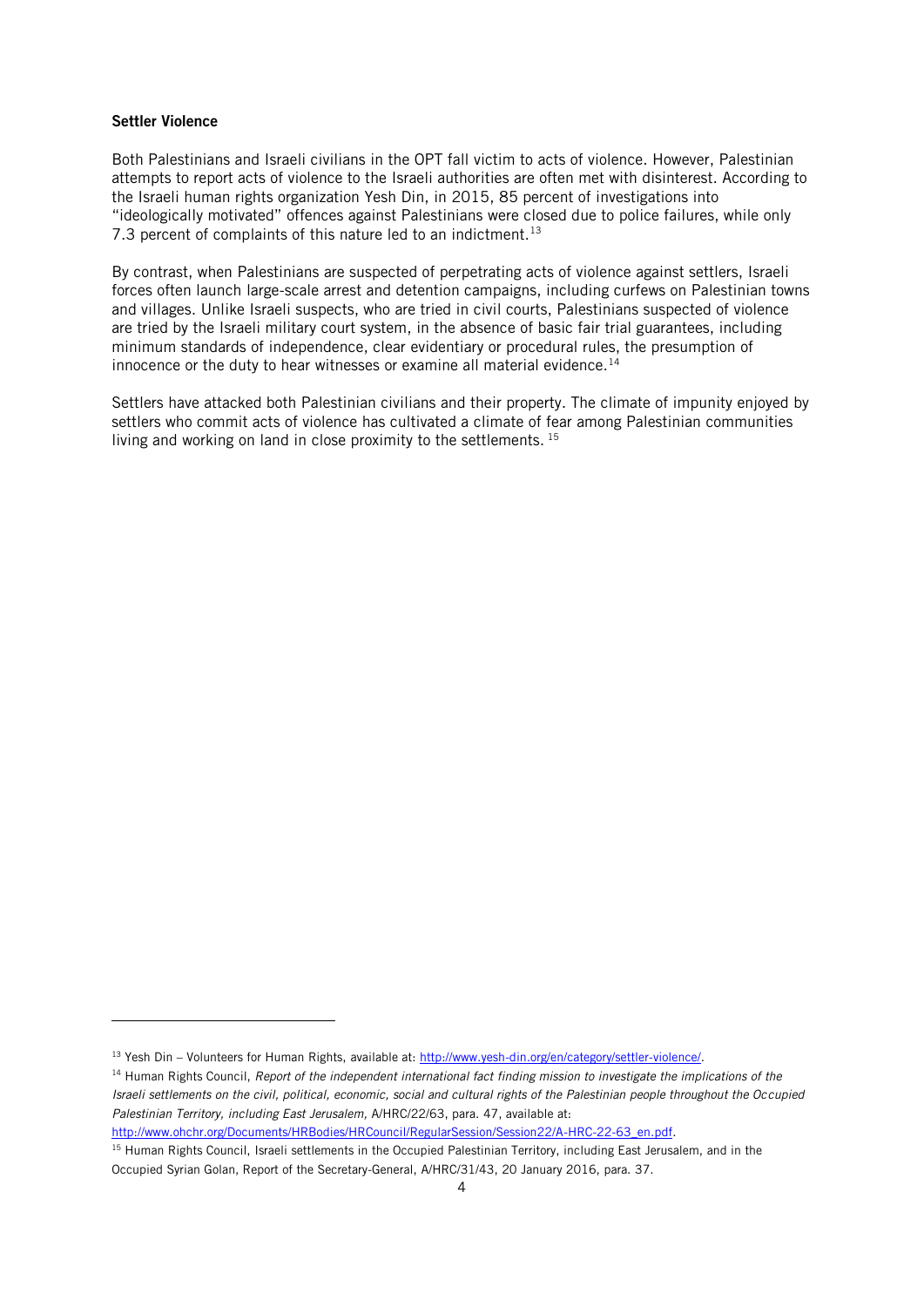**Settler Violence**

Both Palestinians and Israeli civilians in the OPT fall victim to acts of violence. However, Palestinian attempts to report acts of violence to the Israeli authorities are often met with disinterest. According to the Israeli human rights organization Yesh Din, in 2015, 85 percent of investigations into "ideologically motivated" offences against Palestinians were closed due to police failures, while only 7.3 percent of complaints of this nature led to an indictment.[13]

By contrast, when Palestinians are suspected of perpetrating acts of violence against settlers, Israeli forces often launch large-scale arrest and detention campaigns, including curfews on Palestinian towns and villages. Unlike Israeli suspects, who are tried in civil courts, Palestinians suspected of violence are tried by the Israeli military court system, in the absence of basic fair trial guarantees, including minimum standards of independence, clear evidentiary or procedural rules, the presumption of innocence or the duty to hear witnesses or examine all material evidence.[14]

Settlers have attacked both Palestinian civilians and their property. The climate of impunity enjoyed by settlers who commit acts of violence has cultivated a climate of fear among Palestinian communities living and working on land in close proximity to the settlements.[15]

---

[13] Yesh Din – Volunteers for Human Rights, available at: http://www.yesh-din.org/en/category/settler-violence/.

[14] Human Rights Council, *Report of the independent international fact finding mission to investigate the implications of the Israeli settlements on the civil, political, economic, social and cultural rights of the Palestinian people throughout the Occupied Palestinian Territory, including East Jerusalem,* A/HRC/22/63, para. 47, available at: http://www.ohchr.org/Documents/HRBodies/HRCouncil/RegularSession/Session22/A-HRC-22-63_en.pdf.

[15] Human Rights Council, Israeli settlements in the Occupied Palestinian Territory, including East Jerusalem, and in the Occupied Syrian Golan, Report of the Secretary-General, A/HRC/31/43, 20 January 2016, para. 37.